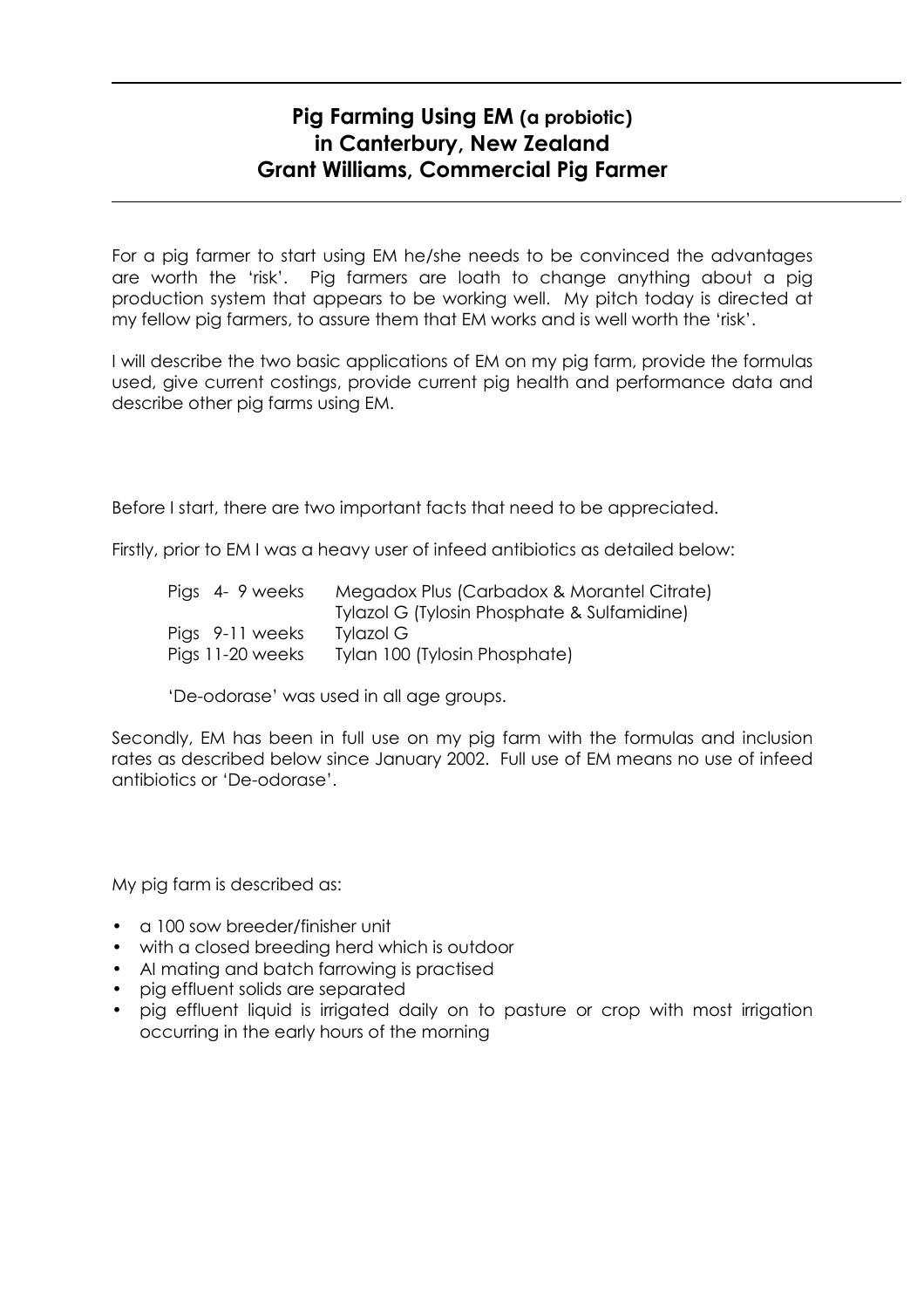# Pig Farming Using EM (a probiotic) in Canterbury, New Zealand
## Grant Williams, Commercial Pig Farmer

For a pig farmer to start using EM he/she needs to be convinced the advantages are worth the 'risk'. Pig farmers are loath to change anything about a pig production system that appears to be working well. My pitch today is directed at my fellow pig farmers, to assure them that EM works and is well worth the 'risk'.

I will describe the two basic applications of EM on my pig farm, provide the formulas used, give current costings, provide current pig health and performance data and describe other pig farms using EM.

Before I start, there are two important facts that need to be appreciated.

Firstly, prior to EM I was a heavy user of infeed antibiotics as detailed below:

| | |
|---|---|
| Pigs 4- 9 weeks | Megadox Plus (Carbadox & Morantel Citrate) |
| | Tylazol G (Tylosin Phosphate & Sulfamidine) |
| Pigs 9-11 weeks | Tylazol G |
| Pigs 11-20 weeks | Tylan 100 (Tylosin Phosphate) |

'De-odorase' was used in all age groups.

Secondly, EM has been in full use on my pig farm with the formulas and inclusion rates as described below since January 2002. Full use of EM means no use of infeed antibiotics or 'De-odorase'.

My pig farm is described as:

- a 100 sow breeder/finisher unit
- with a closed breeding herd which is outdoor
- AI mating and batch farrowing is practised
- pig effluent solids are separated
- pig effluent liquid is irrigated daily on to pasture or crop with most irrigation occurring in the early hours of the morning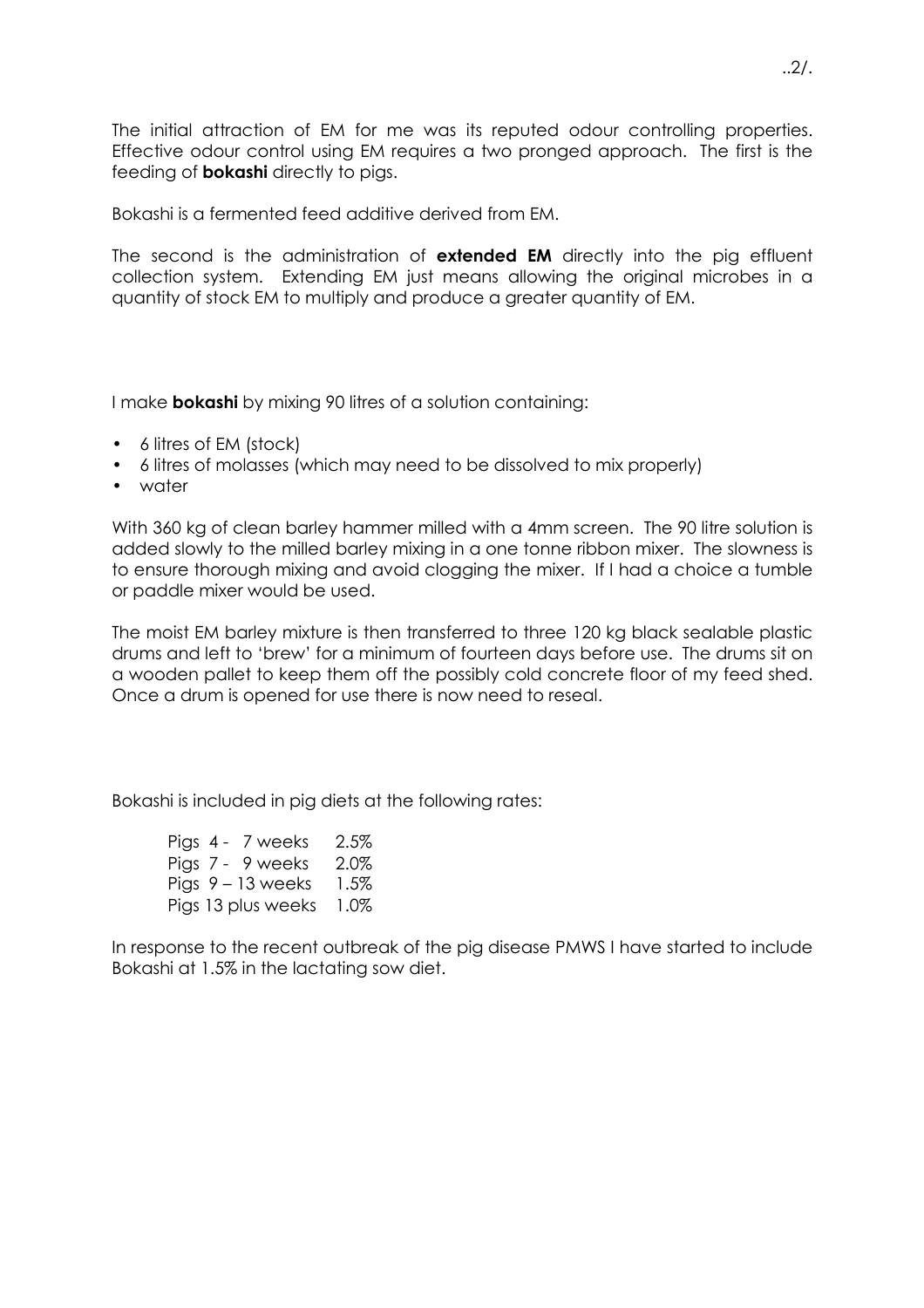The initial attraction of EM for me was its reputed odour controlling properties. Effective odour control using EM requires a two pronged approach. The first is the feeding of **bokashi** directly to pigs.

Bokashi is a fermented feed additive derived from EM.

The second is the administration of **extended EM** directly into the pig effluent collection system. Extending EM just means allowing the original microbes in a quantity of stock EM to multiply and produce a greater quantity of EM.

I make **bokashi** by mixing 90 litres of a solution containing:

- 6 litres of EM (stock)
- 6 litres of molasses (which may need to be dissolved to mix properly)
- water

With 360 kg of clean barley hammer milled with a 4mm screen. The 90 litre solution is added slowly to the milled barley mixing in a one tonne ribbon mixer. The slowness is to ensure thorough mixing and avoid clogging the mixer. If I had a choice a tumble or paddle mixer would be used.

The moist EM barley mixture is then transferred to three 120 kg black sealable plastic drums and left to 'brew' for a minimum of fourteen days before use. The drums sit on a wooden pallet to keep them off the possibly cold concrete floor of my feed shed. Once a drum is opened for use there is now need to reseal.

Bokashi is included in pig diets at the following rates:

| | |
|---|---|
| Pigs 4 - 7 weeks | 2.5% |
| Pigs 7 - 9 weeks | 2.0% |
| Pigs 9 – 13 weeks | 1.5% |
| Pigs 13 plus weeks | 1.0% |

In response to the recent outbreak of the pig disease PMWS I have started to include Bokashi at 1.5% in the lactating sow diet.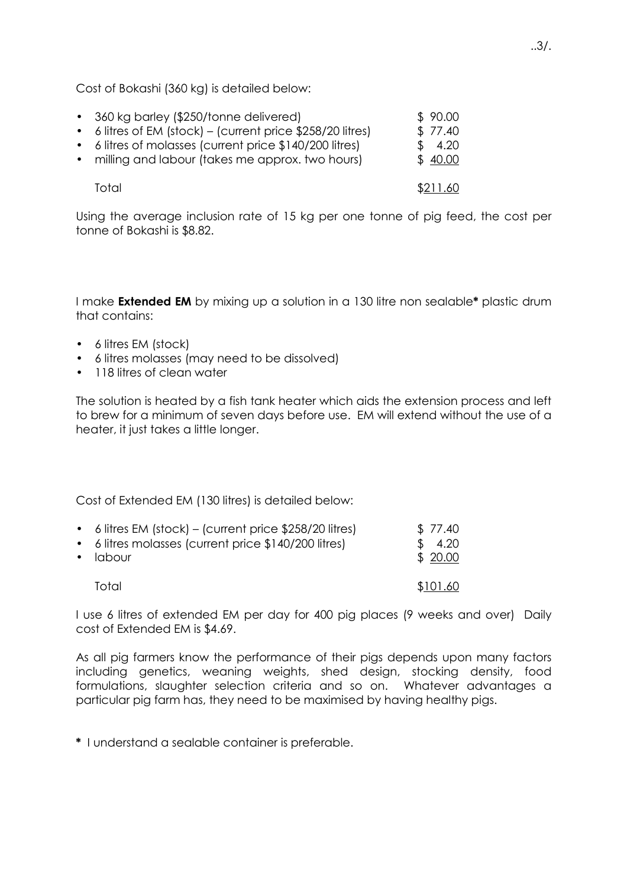Cost of Bokashi (360 kg) is detailed below:

| | |
|---|---|
| • 360 kg barley ($250/tonne delivered) | $ 90.00 |
| • 6 litres of EM (stock) – (current price $258/20 litres) | $ 77.40 |
| • 6 litres of molasses (current price $140/200 litres) | $ 4.20 |
| • milling and labour (takes me approx. two hours) | $ 40.00 |
| Total | $211.60 |

Using the average inclusion rate of 15 kg per one tonne of pig feed, the cost per tonne of Bokashi is $8.82.

I make **Extended EM** by mixing up a solution in a 130 litre non sealable* plastic drum that contains:

- 6 litres EM (stock)
- 6 litres molasses (may need to be dissolved)
- 118 litres of clean water

The solution is heated by a fish tank heater which aids the extension process and left to brew for a minimum of seven days before use. EM will extend without the use of a heater, it just takes a little longer.

Cost of Extended EM (130 litres) is detailed below:

| | |
|---|---|
| • 6 litres EM (stock) – (current price $258/20 litres) | $ 77.40 |
| • 6 litres molasses (current price $140/200 litres) | $ 4.20 |
| • labour | $ 20.00 |
| Total | $101.60 |

I use 6 litres of extended EM per day for 400 pig places (9 weeks and over) Daily cost of Extended EM is $4.69.

As all pig farmers know the performance of their pigs depends upon many factors including genetics, weaning weights, shed design, stocking density, food formulations, slaughter selection criteria and so on. Whatever advantages a particular pig farm has, they need to be maximised by having healthy pigs.

**\*** I understand a sealable container is preferable.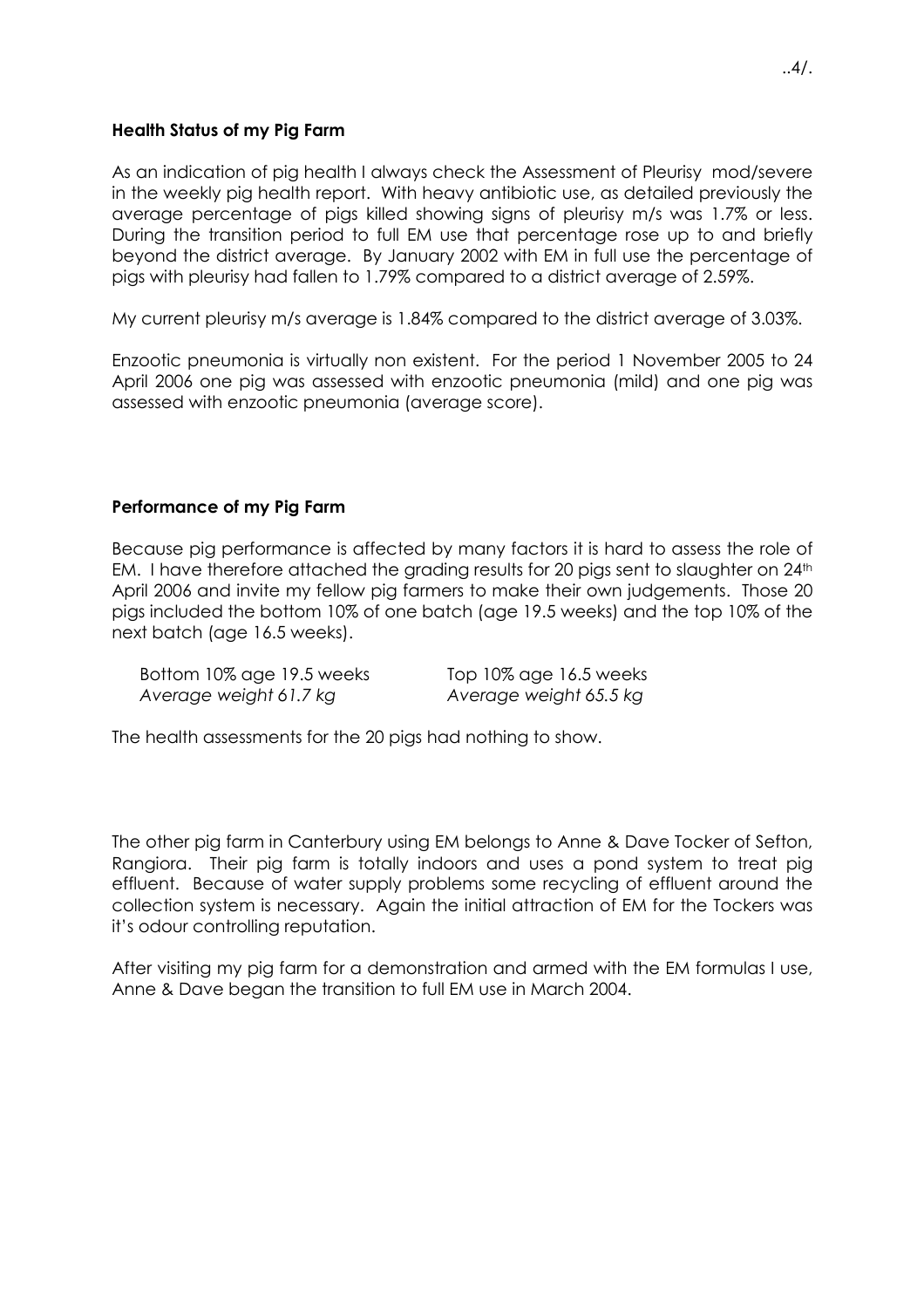**Health Status of my Pig Farm**

As an indication of pig health I always check the Assessment of Pleurisy mod/severe in the weekly pig health report. With heavy antibiotic use, as detailed previously the average percentage of pigs killed showing signs of pleurisy m/s was 1.7% or less. During the transition period to full EM use that percentage rose up to and briefly beyond the district average. By January 2002 with EM in full use the percentage of pigs with pleurisy had fallen to 1.79% compared to a district average of 2.59%.

My current pleurisy m/s average is 1.84% compared to the district average of 3.03%.

Enzootic pneumonia is virtually non existent. For the period 1 November 2005 to 24 April 2006 one pig was assessed with enzootic pneumonia (mild) and one pig was assessed with enzootic pneumonia (average score).

**Performance of my Pig Farm**

Because pig performance is affected by many factors it is hard to assess the role of EM. I have therefore attached the grading results for 20 pigs sent to slaughter on 24th April 2006 and invite my fellow pig farmers to make their own judgements. Those 20 pigs included the bottom 10% of one batch (age 19.5 weeks) and the top 10% of the next batch (age 16.5 weeks).

| Bottom 10% age 19.5 weeks | Top 10% age 16.5 weeks |
|---|---|
| *Average weight 61.7 kg* | *Average weight 65.5 kg* |

The health assessments for the 20 pigs had nothing to show.

The other pig farm in Canterbury using EM belongs to Anne & Dave Tocker of Sefton, Rangiora. Their pig farm is totally indoors and uses a pond system to treat pig effluent. Because of water supply problems some recycling of effluent around the collection system is necessary. Again the initial attraction of EM for the Tockers was it's odour controlling reputation.

After visiting my pig farm for a demonstration and armed with the EM formulas I use, Anne & Dave began the transition to full EM use in March 2004.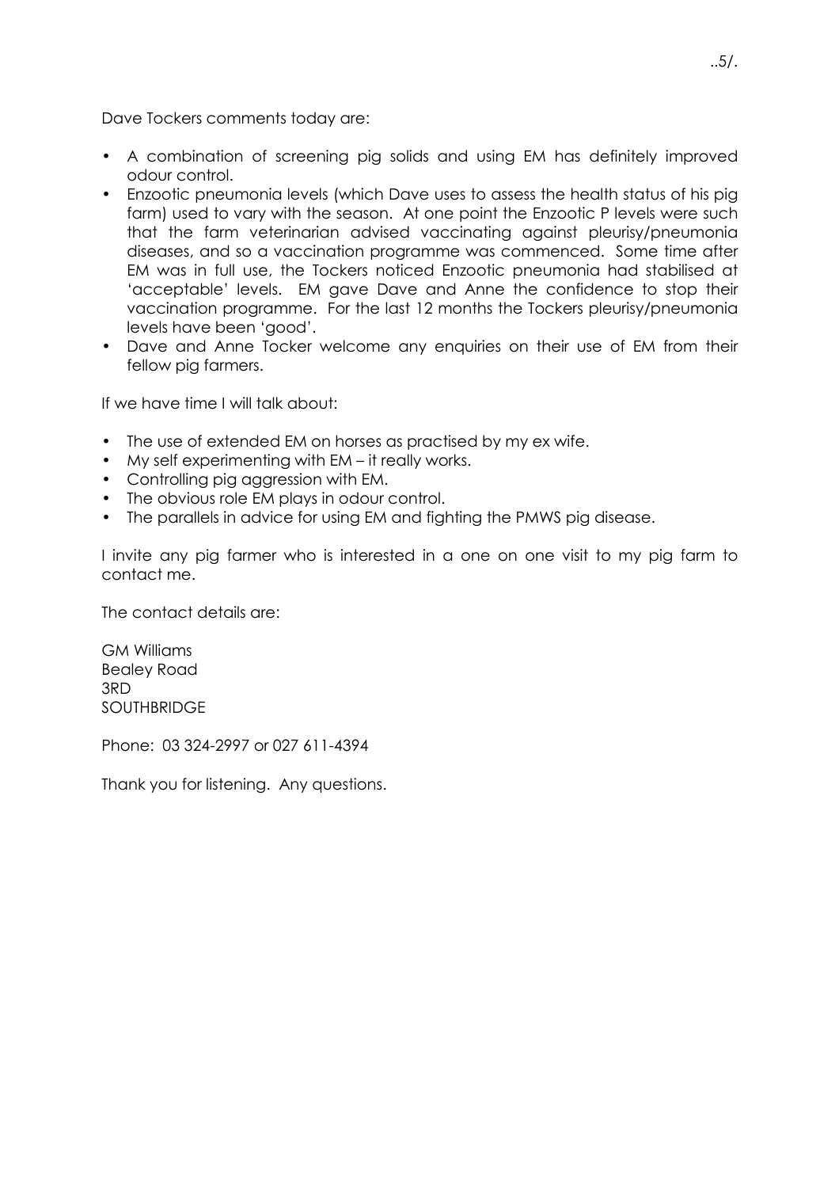Dave Tockers comments today are:

- A combination of screening pig solids and using EM has definitely improved odour control.
- Enzootic pneumonia levels (which Dave uses to assess the health status of his pig farm) used to vary with the season. At one point the Enzootic P levels were such that the farm veterinarian advised vaccinating against pleurisy/pneumonia diseases, and so a vaccination programme was commenced. Some time after EM was in full use, the Tockers noticed Enzootic pneumonia had stabilised at 'acceptable' levels. EM gave Dave and Anne the confidence to stop their vaccination programme. For the last 12 months the Tockers pleurisy/pneumonia levels have been 'good'.
- Dave and Anne Tocker welcome any enquiries on their use of EM from their fellow pig farmers.

If we have time I will talk about:

- The use of extended EM on horses as practised by my ex wife.
- My self experimenting with EM – it really works.
- Controlling pig aggression with EM.
- The obvious role EM plays in odour control.
- The parallels in advice for using EM and fighting the PMWS pig disease.

I invite any pig farmer who is interested in a one on one visit to my pig farm to contact me.

The contact details are:

GM Williams
Bealey Road
3RD
SOUTHBRIDGE

Phone: 03 324-2997 or 027 611-4394

Thank you for listening. Any questions.